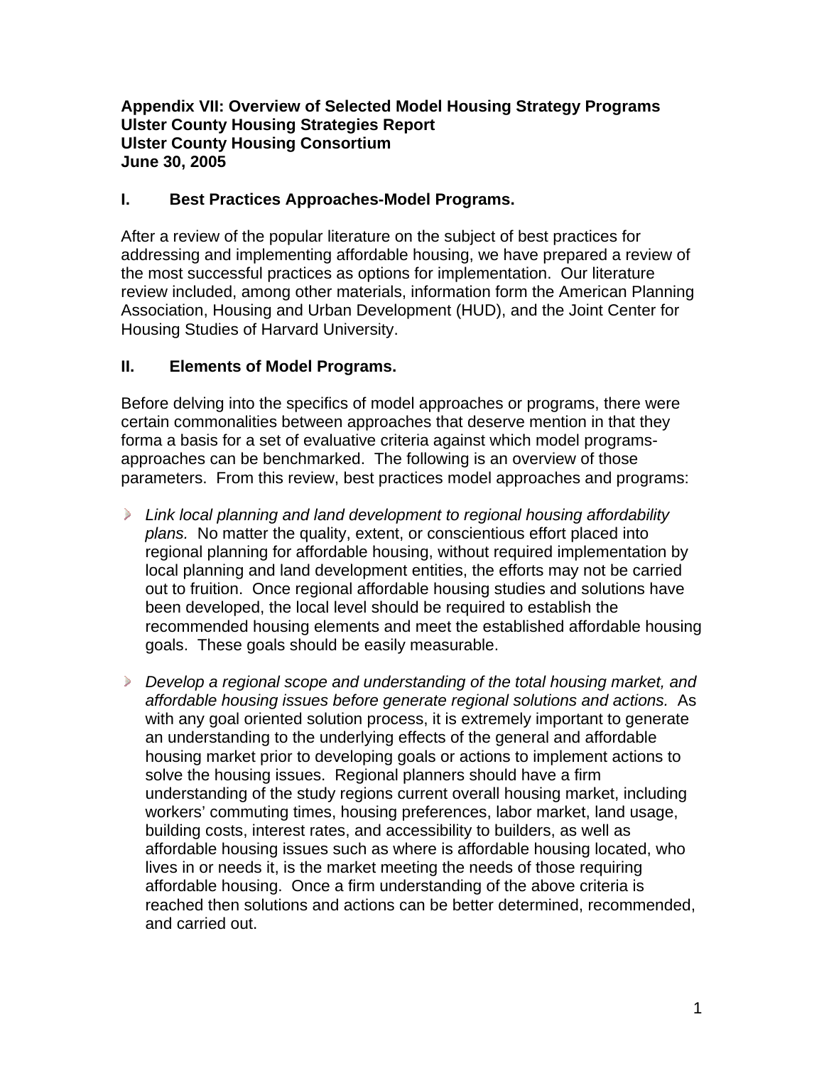**Appendix VII: Overview of Selected Model Housing Strategy Programs**
**Ulster County Housing Strategies Report**
**Ulster County Housing Consortium**
**June 30, 2005**

## I. Best Practices Approaches-Model Programs.

After a review of the popular literature on the subject of best practices for addressing and implementing affordable housing, we have prepared a review of the most successful practices as options for implementation. Our literature review included, among other materials, information form the American Planning Association, Housing and Urban Development (HUD), and the Joint Center for Housing Studies of Harvard University.

## II. Elements of Model Programs.

Before delving into the specifics of model approaches or programs, there were certain commonalities between approaches that deserve mention in that they forma a basis for a set of evaluative criteria against which model programs-approaches can be benchmarked. The following is an overview of those parameters. From this review, best practices model approaches and programs:

- *Link local planning and land development to regional housing affordability plans.* No matter the quality, extent, or conscientious effort placed into regional planning for affordable housing, without required implementation by local planning and land development entities, the efforts may not be carried out to fruition. Once regional affordable housing studies and solutions have been developed, the local level should be required to establish the recommended housing elements and meet the established affordable housing goals. These goals should be easily measurable.

- *Develop a regional scope and understanding of the total housing market, and affordable housing issues before generate regional solutions and actions.* As with any goal oriented solution process, it is extremely important to generate an understanding to the underlying effects of the general and affordable housing market prior to developing goals or actions to implement actions to solve the housing issues. Regional planners should have a firm understanding of the study regions current overall housing market, including workers' commuting times, housing preferences, labor market, land usage, building costs, interest rates, and accessibility to builders, as well as affordable housing issues such as where is affordable housing located, who lives in or needs it, is the market meeting the needs of those requiring affordable housing. Once a firm understanding of the above criteria is reached then solutions and actions can be better determined, recommended, and carried out.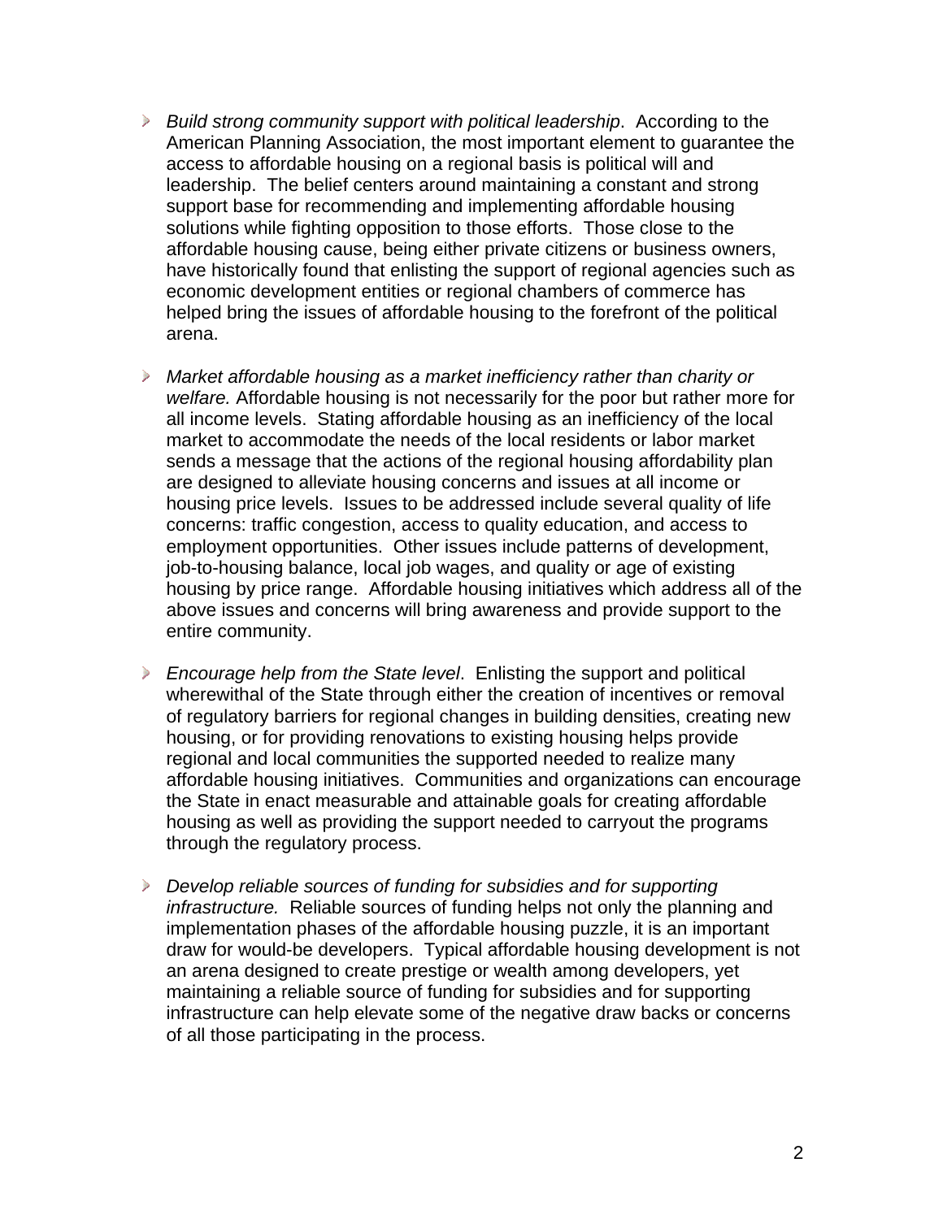- *Build strong community support with political leadership*. According to the American Planning Association, the most important element to guarantee the access to affordable housing on a regional basis is political will and leadership. The belief centers around maintaining a constant and strong support base for recommending and implementing affordable housing solutions while fighting opposition to those efforts. Those close to the affordable housing cause, being either private citizens or business owners, have historically found that enlisting the support of regional agencies such as economic development entities or regional chambers of commerce has helped bring the issues of affordable housing to the forefront of the political arena.

- *Market affordable housing as a market inefficiency rather than charity or welfare.* Affordable housing is not necessarily for the poor but rather more for all income levels. Stating affordable housing as an inefficiency of the local market to accommodate the needs of the local residents or labor market sends a message that the actions of the regional housing affordability plan are designed to alleviate housing concerns and issues at all income or housing price levels. Issues to be addressed include several quality of life concerns: traffic congestion, access to quality education, and access to employment opportunities. Other issues include patterns of development, job-to-housing balance, local job wages, and quality or age of existing housing by price range. Affordable housing initiatives which address all of the above issues and concerns will bring awareness and provide support to the entire community.

- *Encourage help from the State level*. Enlisting the support and political wherewithal of the State through either the creation of incentives or removal of regulatory barriers for regional changes in building densities, creating new housing, or for providing renovations to existing housing helps provide regional and local communities the supported needed to realize many affordable housing initiatives. Communities and organizations can encourage the State in enact measurable and attainable goals for creating affordable housing as well as providing the support needed to carryout the programs through the regulatory process.

- *Develop reliable sources of funding for subsidies and for supporting infrastructure.* Reliable sources of funding helps not only the planning and implementation phases of the affordable housing puzzle, it is an important draw for would-be developers. Typical affordable housing development is not an arena designed to create prestige or wealth among developers, yet maintaining a reliable source of funding for subsidies and for supporting infrastructure can help elevate some of the negative draw backs or concerns of all those participating in the process.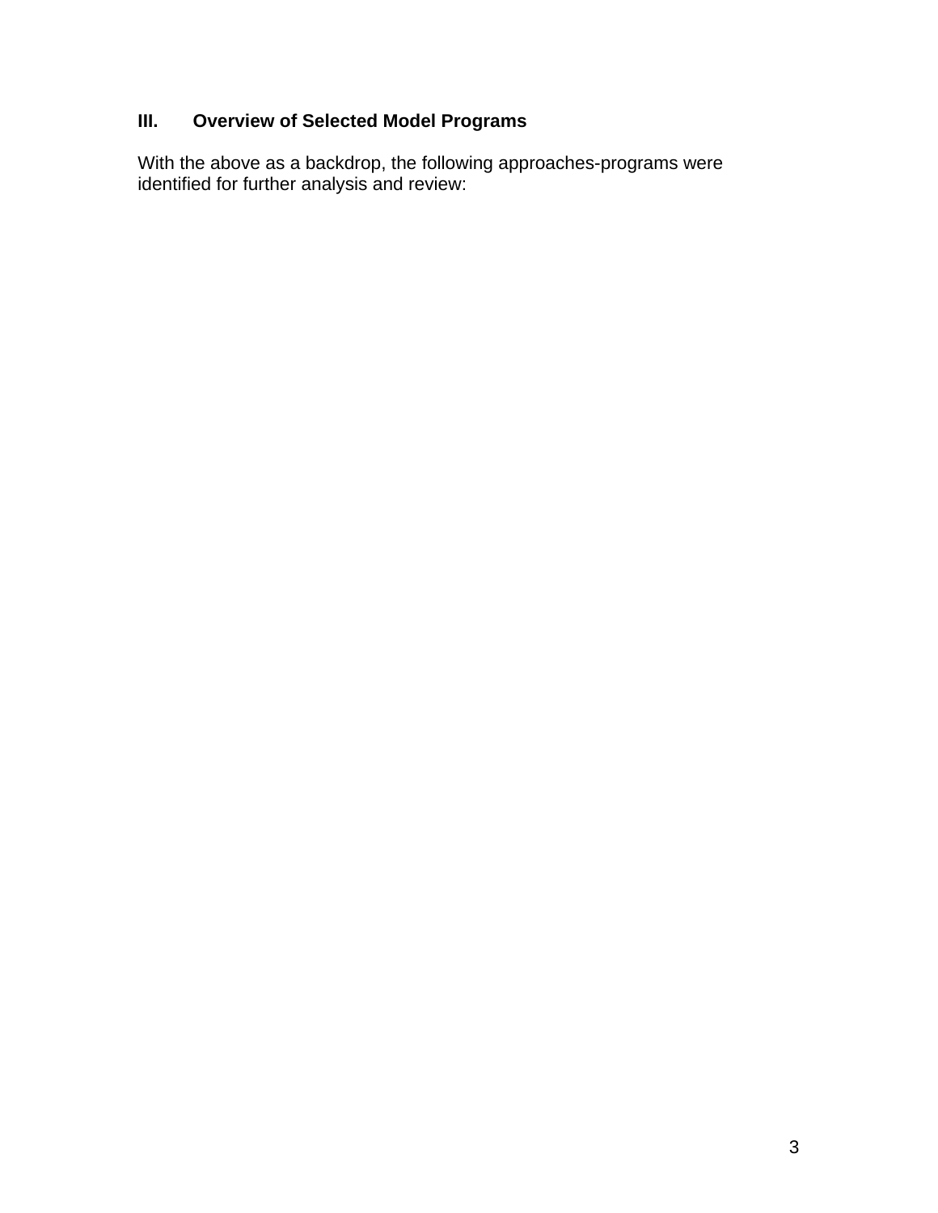## III. Overview of Selected Model Programs

With the above as a backdrop, the following approaches-programs were identified for further analysis and review: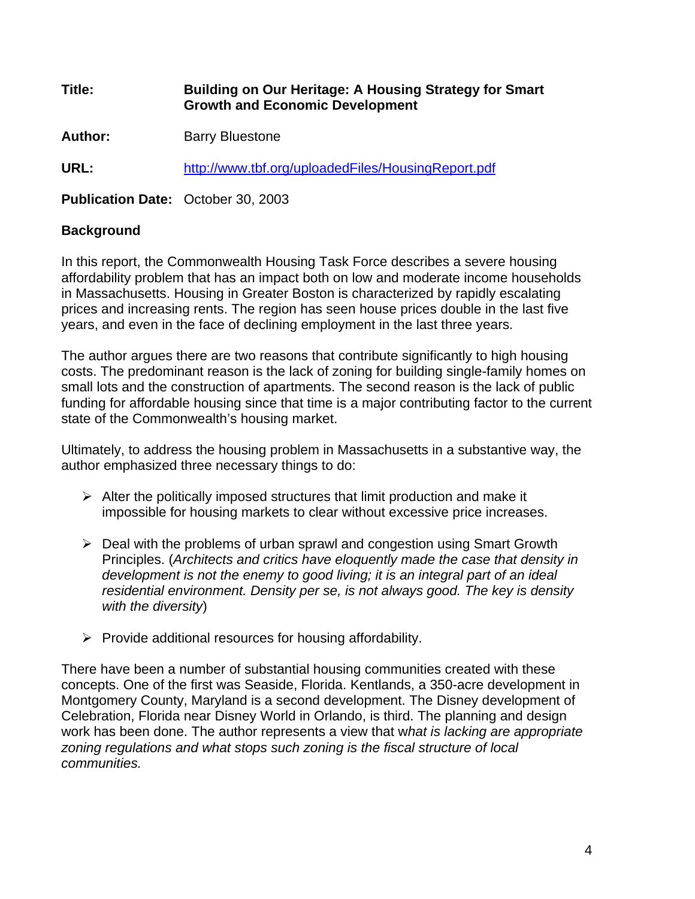**Title:** **Building on Our Heritage: A Housing Strategy for Smart Growth and Economic Development**

**Author:** Barry Bluestone

**URL:** [http://www.tbf.org/uploadedFiles/HousingReport.pdf](http://www.tbf.org/uploadedFiles/HousingReport.pdf)

**Publication Date:** October 30, 2003

## Background

In this report, the Commonwealth Housing Task Force describes a severe housing affordability problem that has an impact both on low and moderate income households in Massachusetts. Housing in Greater Boston is characterized by rapidly escalating prices and increasing rents. The region has seen house prices double in the last five years, and even in the face of declining employment in the last three years.

The author argues there are two reasons that contribute significantly to high housing costs. The predominant reason is the lack of zoning for building single-family homes on small lots and the construction of apartments. The second reason is the lack of public funding for affordable housing since that time is a major contributing factor to the current state of the Commonwealth's housing market.

Ultimately, to address the housing problem in Massachusetts in a substantive way, the author emphasized three necessary things to do:

- Alter the politically imposed structures that limit production and make it impossible for housing markets to clear without excessive price increases.
- Deal with the problems of urban sprawl and congestion using Smart Growth Principles. (*Architects and critics have eloquently made the case that density in development is not the enemy to good living; it is an integral part of an ideal residential environment. Density per se, is not always good. The key is density with the diversity*)
- Provide additional resources for housing affordability.

There have been a number of substantial housing communities created with these concepts. One of the first was Seaside, Florida. Kentlands, a 350-acre development in Montgomery County, Maryland is a second development. The Disney development of Celebration, Florida near Disney World in Orlando, is third. The planning and design work has been done. The author represents a view that w*hat is lacking are appropriate zoning regulations and what stops such zoning is the fiscal structure of local communities.*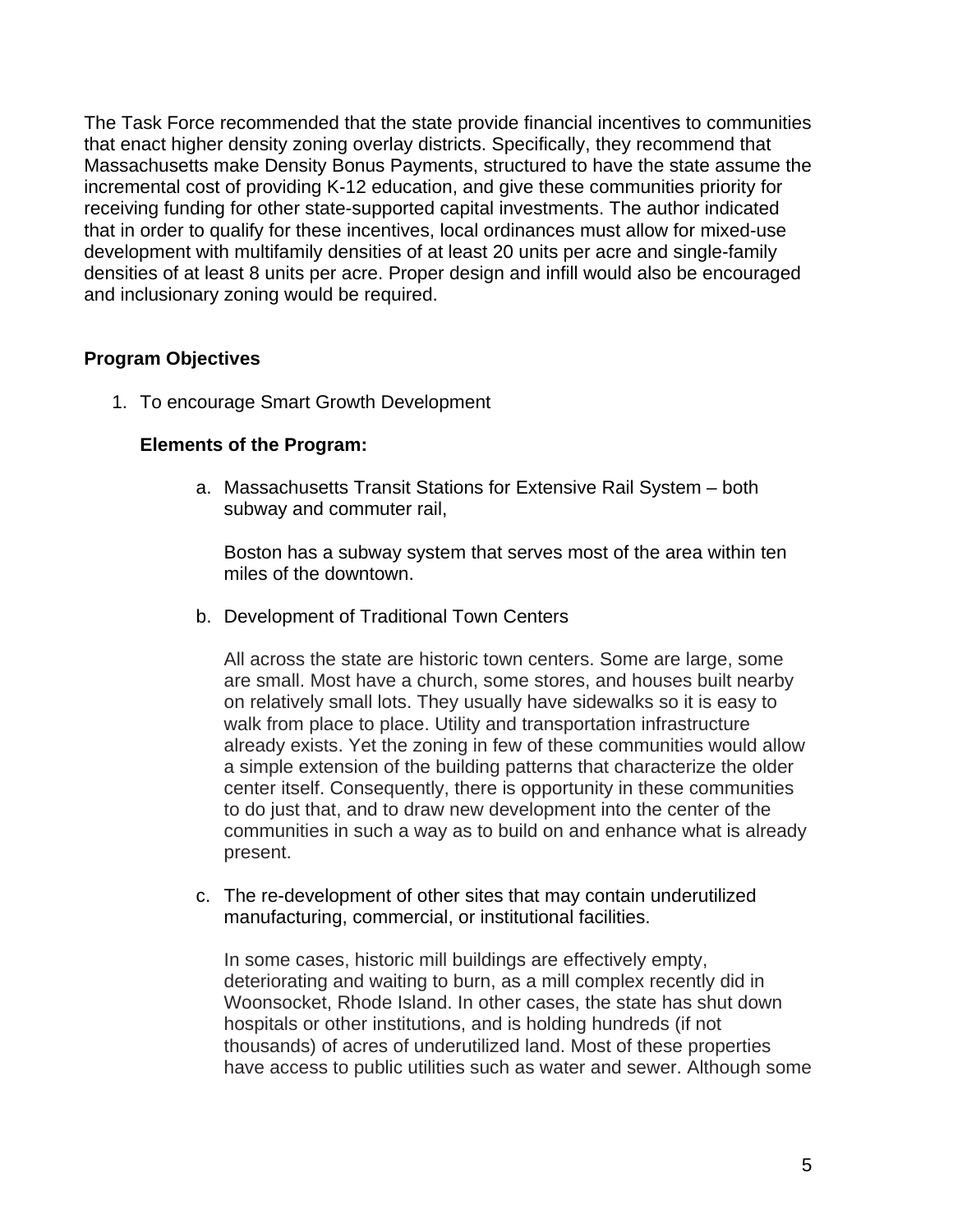The Task Force recommended that the state provide financial incentives to communities that enact higher density zoning overlay districts. Specifically, they recommend that Massachusetts make Density Bonus Payments, structured to have the state assume the incremental cost of providing K-12 education, and give these communities priority for receiving funding for other state-supported capital investments. The author indicated that in order to qualify for these incentives, local ordinances must allow for mixed-use development with multifamily densities of at least 20 units per acre and single-family densities of at least 8 units per acre. Proper design and infill would also be encouraged and inclusionary zoning would be required.

**Program Objectives**

1. To encourage Smart Growth Development

   **Elements of the Program:**

   a. Massachusetts Transit Stations for Extensive Rail System – both subway and commuter rail,

      Boston has a subway system that serves most of the area within ten miles of the downtown.

   b. Development of Traditional Town Centers

      All across the state are historic town centers. Some are large, some are small. Most have a church, some stores, and houses built nearby on relatively small lots. They usually have sidewalks so it is easy to walk from place to place. Utility and transportation infrastructure already exists. Yet the zoning in few of these communities would allow a simple extension of the building patterns that characterize the older center itself. Consequently, there is opportunity in these communities to do just that, and to draw new development into the center of the communities in such a way as to build on and enhance what is already present.

   c. The re-development of other sites that may contain underutilized manufacturing, commercial, or institutional facilities.

      In some cases, historic mill buildings are effectively empty, deteriorating and waiting to burn, as a mill complex recently did in Woonsocket, Rhode Island. In other cases, the state has shut down hospitals or other institutions, and is holding hundreds (if not thousands) of acres of underutilized land. Most of these properties have access to public utilities such as water and sewer. Although some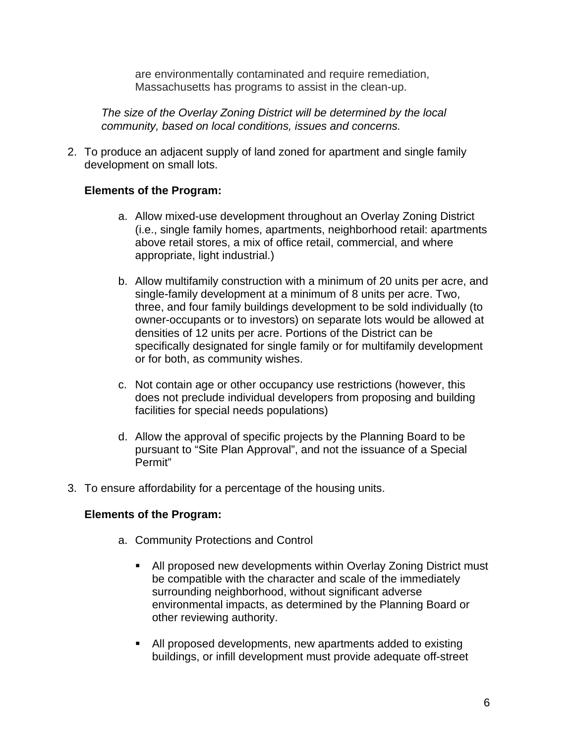are environmentally contaminated and require remediation, Massachusetts has programs to assist in the clean-up.

*The size of the Overlay Zoning District will be determined by the local community, based on local conditions, issues and concerns.*

2. To produce an adjacent supply of land zoned for apartment and single family development on small lots.

   **Elements of the Program:**

   a. Allow mixed-use development throughout an Overlay Zoning District (i.e., single family homes, apartments, neighborhood retail: apartments above retail stores, a mix of office retail, commercial, and where appropriate, light industrial.)

   b. Allow multifamily construction with a minimum of 20 units per acre, and single-family development at a minimum of 8 units per acre. Two, three, and four family buildings development to be sold individually (to owner-occupants or to investors) on separate lots would be allowed at densities of 12 units per acre. Portions of the District can be specifically designated for single family or for multifamily development or for both, as community wishes.

   c. Not contain age or other occupancy use restrictions (however, this does not preclude individual developers from proposing and building facilities for special needs populations)

   d. Allow the approval of specific projects by the Planning Board to be pursuant to "Site Plan Approval", and not the issuance of a Special Permit"

3. To ensure affordability for a percentage of the housing units.

   **Elements of the Program:**

   a. Community Protections and Control

      - All proposed new developments within Overlay Zoning District must be compatible with the character and scale of the immediately surrounding neighborhood, without significant adverse environmental impacts, as determined by the Planning Board or other reviewing authority.

      - All proposed developments, new apartments added to existing buildings, or infill development must provide adequate off-street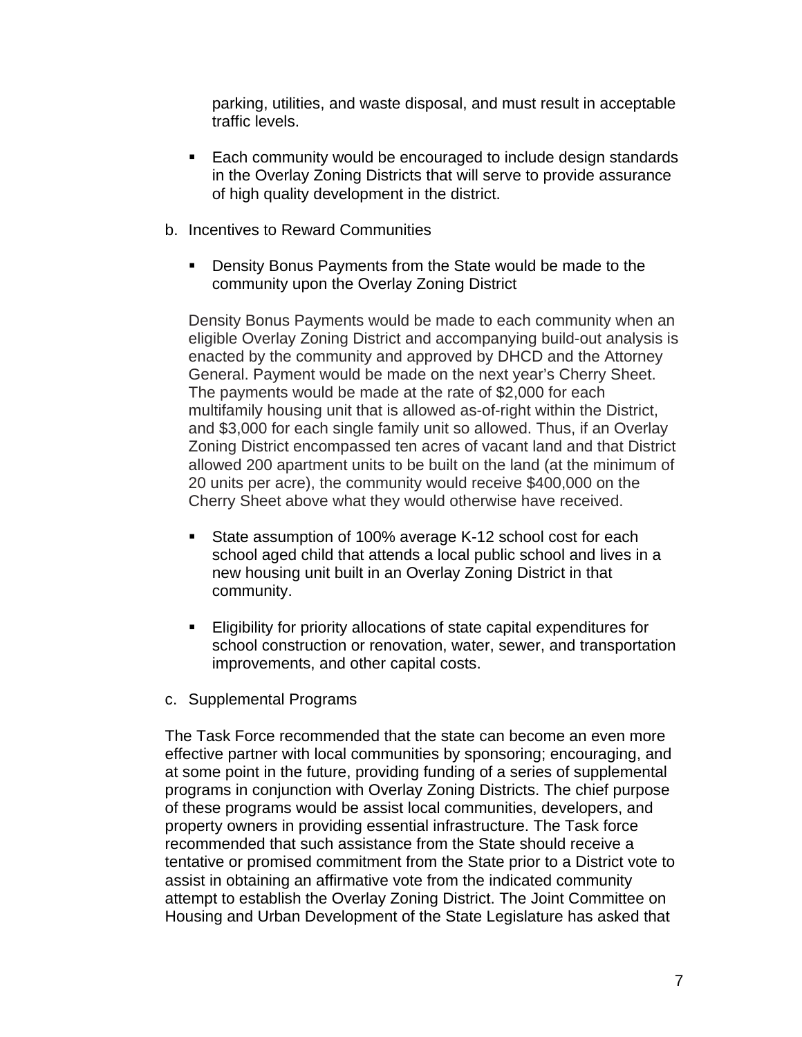parking, utilities, and waste disposal, and must result in acceptable traffic levels.

- Each community would be encouraged to include design standards in the Overlay Zoning Districts that will serve to provide assurance of high quality development in the district.

b. Incentives to Reward Communities

- Density Bonus Payments from the State would be made to the community upon the Overlay Zoning District

Density Bonus Payments would be made to each community when an eligible Overlay Zoning District and accompanying build-out analysis is enacted by the community and approved by DHCD and the Attorney General. Payment would be made on the next year's Cherry Sheet. The payments would be made at the rate of $2,000 for each multifamily housing unit that is allowed as-of-right within the District, and $3,000 for each single family unit so allowed. Thus, if an Overlay Zoning District encompassed ten acres of vacant land and that District allowed 200 apartment units to be built on the land (at the minimum of 20 units per acre), the community would receive $400,000 on the Cherry Sheet above what they would otherwise have received.

- State assumption of 100% average K-12 school cost for each school aged child that attends a local public school and lives in a new housing unit built in an Overlay Zoning District in that community.

- Eligibility for priority allocations of state capital expenditures for school construction or renovation, water, sewer, and transportation improvements, and other capital costs.

c. Supplemental Programs

The Task Force recommended that the state can become an even more effective partner with local communities by sponsoring; encouraging, and at some point in the future, providing funding of a series of supplemental programs in conjunction with Overlay Zoning Districts. The chief purpose of these programs would be assist local communities, developers, and property owners in providing essential infrastructure. The Task force recommended that such assistance from the State should receive a tentative or promised commitment from the State prior to a District vote to assist in obtaining an affirmative vote from the indicated community attempt to establish the Overlay Zoning District. The Joint Committee on Housing and Urban Development of the State Legislature has asked that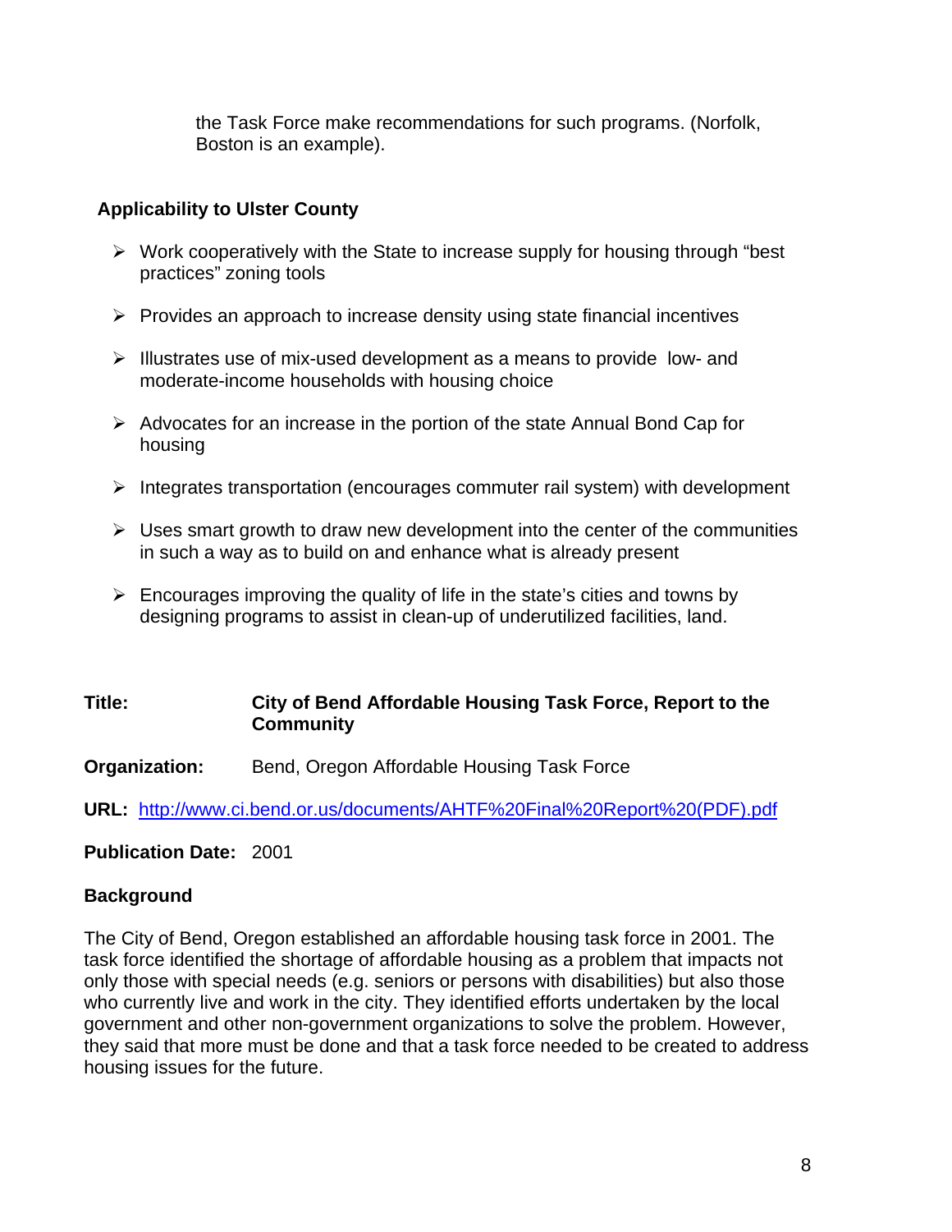the Task Force make recommendations for such programs. (Norfolk, Boston is an example).

**Applicability to Ulster County**

- Work cooperatively with the State to increase supply for housing through "best practices" zoning tools
- Provides an approach to increase density using state financial incentives
- Illustrates use of mix-used development as a means to provide low- and moderate-income households with housing choice
- Advocates for an increase in the portion of the state Annual Bond Cap for housing
- Integrates transportation (encourages commuter rail system) with development
- Uses smart growth to draw new development into the center of the communities in such a way as to build on and enhance what is already present
- Encourages improving the quality of life in the state's cities and towns by designing programs to assist in clean-up of underutilized facilities, land.

**Title:** **City of Bend Affordable Housing Task Force, Report to the Community**

**Organization:** Bend, Oregon Affordable Housing Task Force

**URL:** http://www.ci.bend.or.us/documents/AHTF%20Final%20Report%20(PDF).pdf

**Publication Date:** 2001

**Background**

The City of Bend, Oregon established an affordable housing task force in 2001. The task force identified the shortage of affordable housing as a problem that impacts not only those with special needs (e.g. seniors or persons with disabilities) but also those who currently live and work in the city. They identified efforts undertaken by the local government and other non-government organizations to solve the problem. However, they said that more must be done and that a task force needed to be created to address housing issues for the future.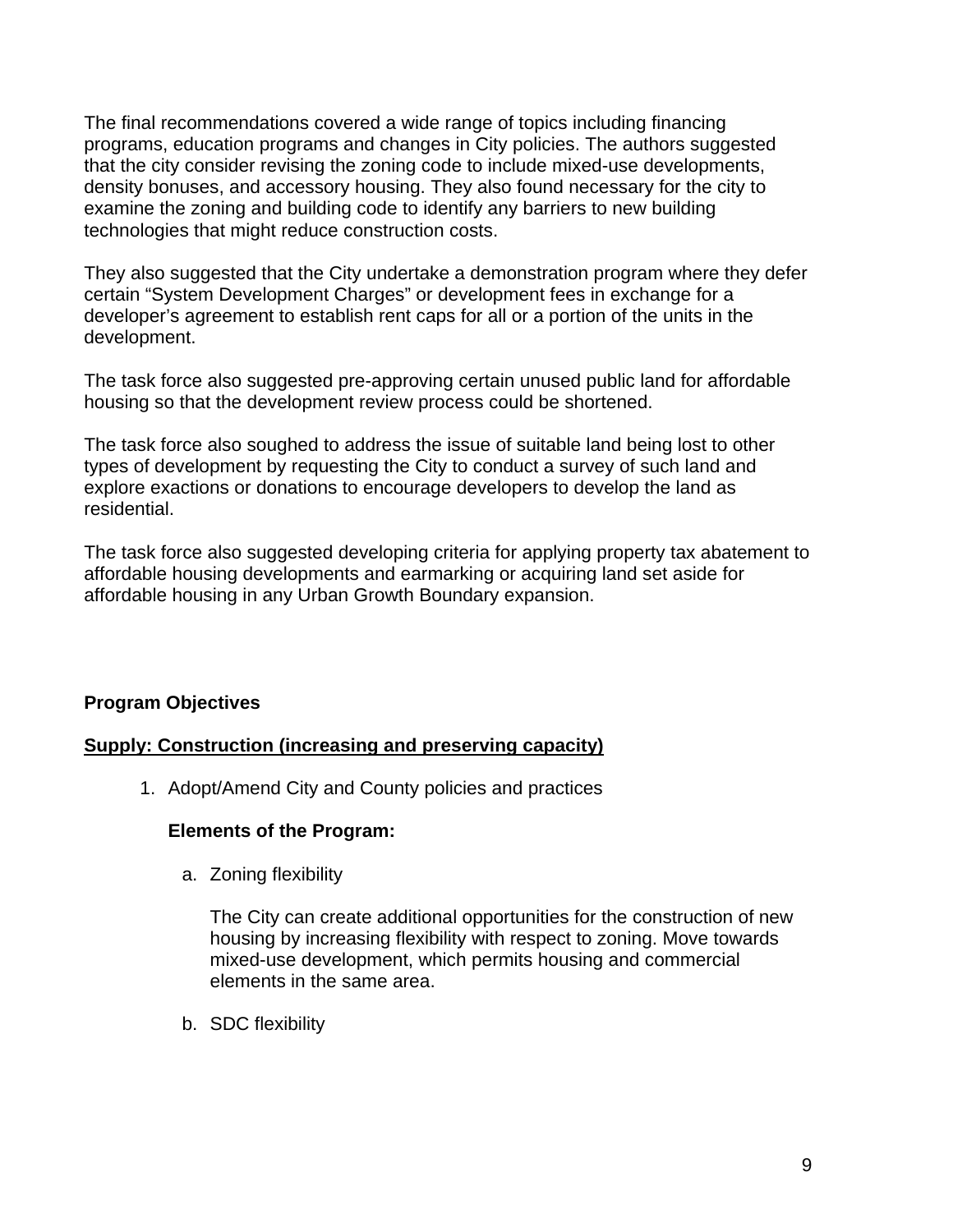The final recommendations covered a wide range of topics including financing programs, education programs and changes in City policies. The authors suggested that the city consider revising the zoning code to include mixed-use developments, density bonuses, and accessory housing. They also found necessary for the city to examine the zoning and building code to identify any barriers to new building technologies that might reduce construction costs.

They also suggested that the City undertake a demonstration program where they defer certain "System Development Charges" or development fees in exchange for a developer's agreement to establish rent caps for all or a portion of the units in the development.

The task force also suggested pre-approving certain unused public land for affordable housing so that the development review process could be shortened.

The task force also soughed to address the issue of suitable land being lost to other types of development by requesting the City to conduct a survey of such land and explore exactions or donations to encourage developers to develop the land as residential.

The task force also suggested developing criteria for applying property tax abatement to affordable housing developments and earmarking or acquiring land set aside for affordable housing in any Urban Growth Boundary expansion.

**Program Objectives**

**<u>Supply: Construction (increasing and preserving capacity)</u>**

1. Adopt/Amend City and County policies and practices

   **Elements of the Program:**

   a. Zoning flexibility

      The City can create additional opportunities for the construction of new housing by increasing flexibility with respect to zoning. Move towards mixed-use development, which permits housing and commercial elements in the same area.

   b. SDC flexibility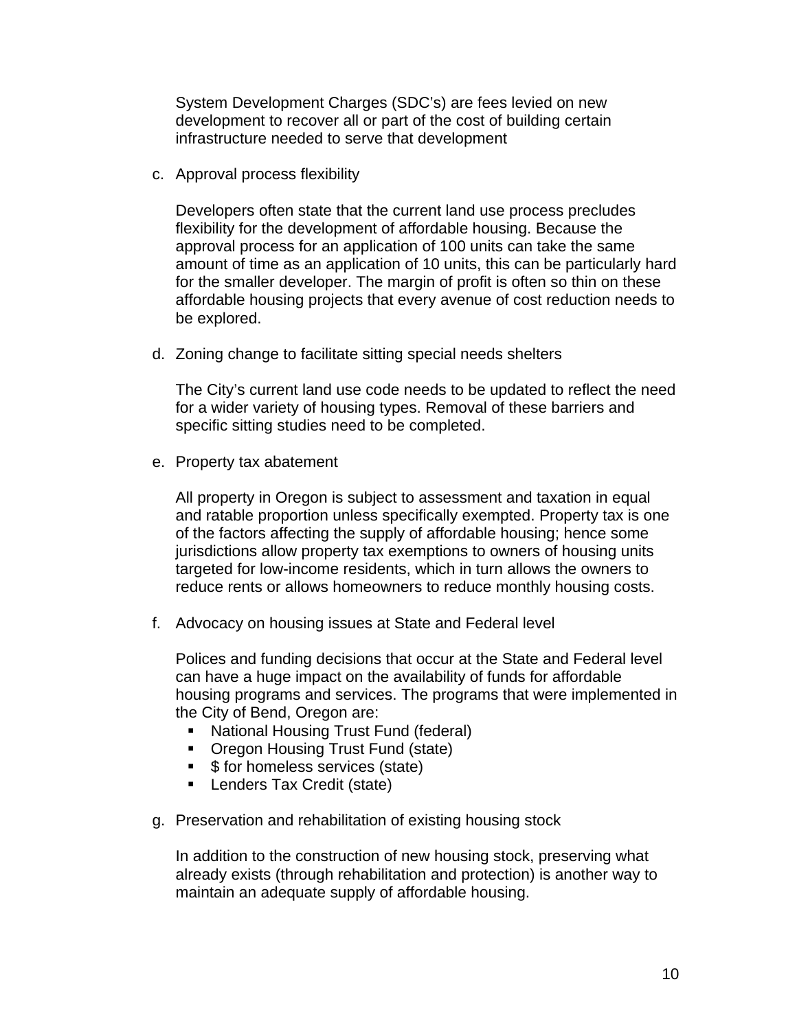System Development Charges (SDC's) are fees levied on new development to recover all or part of the cost of building certain infrastructure needed to serve that development

c. Approval process flexibility

   Developers often state that the current land use process precludes flexibility for the development of affordable housing. Because the approval process for an application of 100 units can take the same amount of time as an application of 10 units, this can be particularly hard for the smaller developer. The margin of profit is often so thin on these affordable housing projects that every avenue of cost reduction needs to be explored.

d. Zoning change to facilitate sitting special needs shelters

   The City's current land use code needs to be updated to reflect the need for a wider variety of housing types. Removal of these barriers and specific sitting studies need to be completed.

e. Property tax abatement

   All property in Oregon is subject to assessment and taxation in equal and ratable proportion unless specifically exempted. Property tax is one of the factors affecting the supply of affordable housing; hence some jurisdictions allow property tax exemptions to owners of housing units targeted for low-income residents, which in turn allows the owners to reduce rents or allows homeowners to reduce monthly housing costs.

f. Advocacy on housing issues at State and Federal level

   Polices and funding decisions that occur at the State and Federal level can have a huge impact on the availability of funds for affordable housing programs and services. The programs that were implemented in the City of Bend, Oregon are:

   - National Housing Trust Fund (federal)
   - Oregon Housing Trust Fund (state)
   - $ for homeless services (state)
   - Lenders Tax Credit (state)

g. Preservation and rehabilitation of existing housing stock

   In addition to the construction of new housing stock, preserving what already exists (through rehabilitation and protection) is another way to maintain an adequate supply of affordable housing.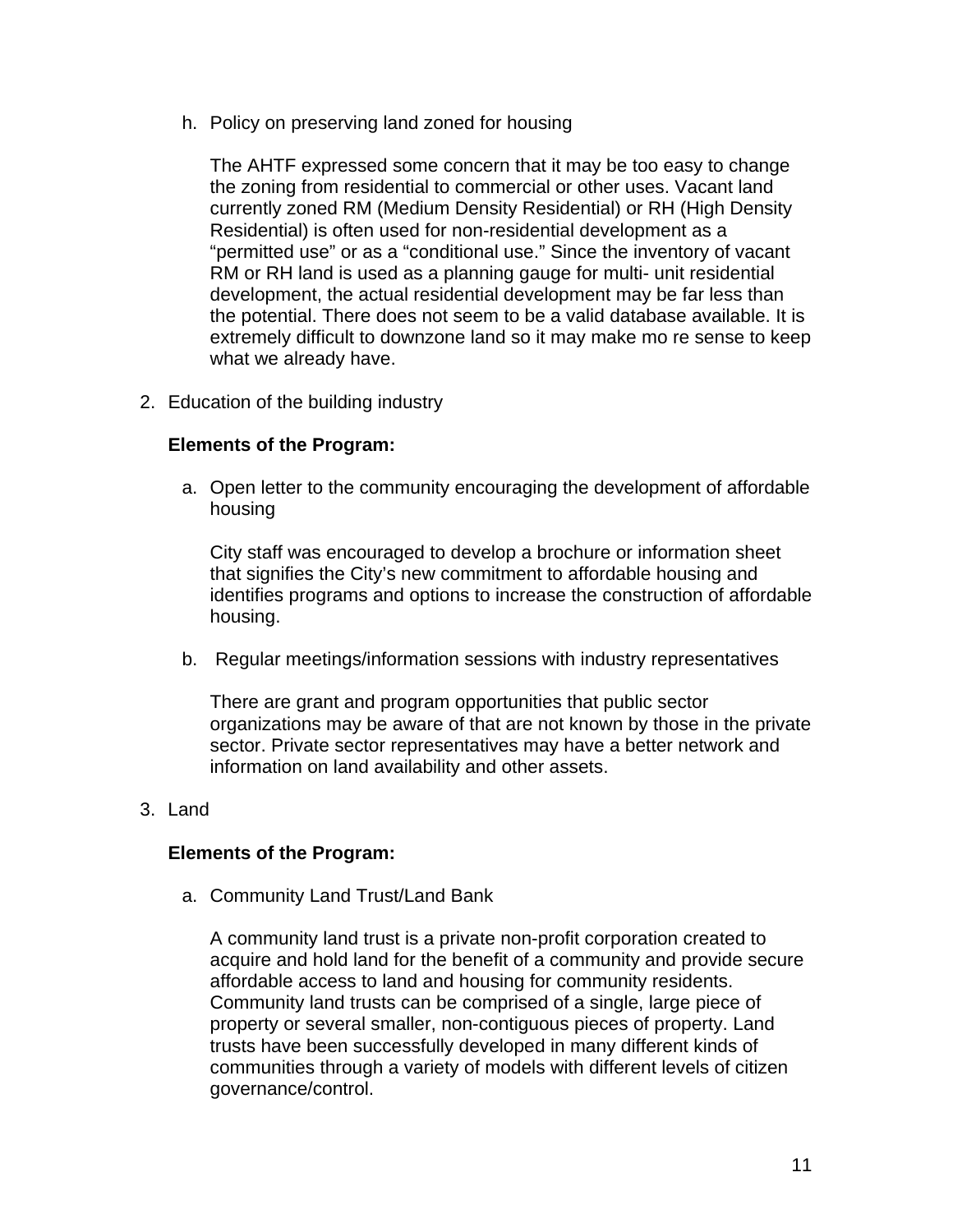h. Policy on preserving land zoned for housing

   The AHTF expressed some concern that it may be too easy to change the zoning from residential to commercial or other uses. Vacant land currently zoned RM (Medium Density Residential) or RH (High Density Residential) is often used for non-residential development as a "permitted use" or as a "conditional use." Since the inventory of vacant RM or RH land is used as a planning gauge for multi- unit residential development, the actual residential development may be far less than the potential. There does not seem to be a valid database available. It is extremely difficult to downzone land so it may make mo re sense to keep what we already have.

2. Education of the building industry

   **Elements of the Program:**

   a. Open letter to the community encouraging the development of affordable housing

      City staff was encouraged to develop a brochure or information sheet that signifies the City's new commitment to affordable housing and identifies programs and options to increase the construction of affordable housing.

   b. Regular meetings/information sessions with industry representatives

      There are grant and program opportunities that public sector organizations may be aware of that are not known by those in the private sector. Private sector representatives may have a better network and information on land availability and other assets.

3. Land

   **Elements of the Program:**

   a. Community Land Trust/Land Bank

      A community land trust is a private non-profit corporation created to acquire and hold land for the benefit of a community and provide secure affordable access to land and housing for community residents. Community land trusts can be comprised of a single, large piece of property or several smaller, non-contiguous pieces of property. Land trusts have been successfully developed in many different kinds of communities through a variety of models with different levels of citizen governance/control.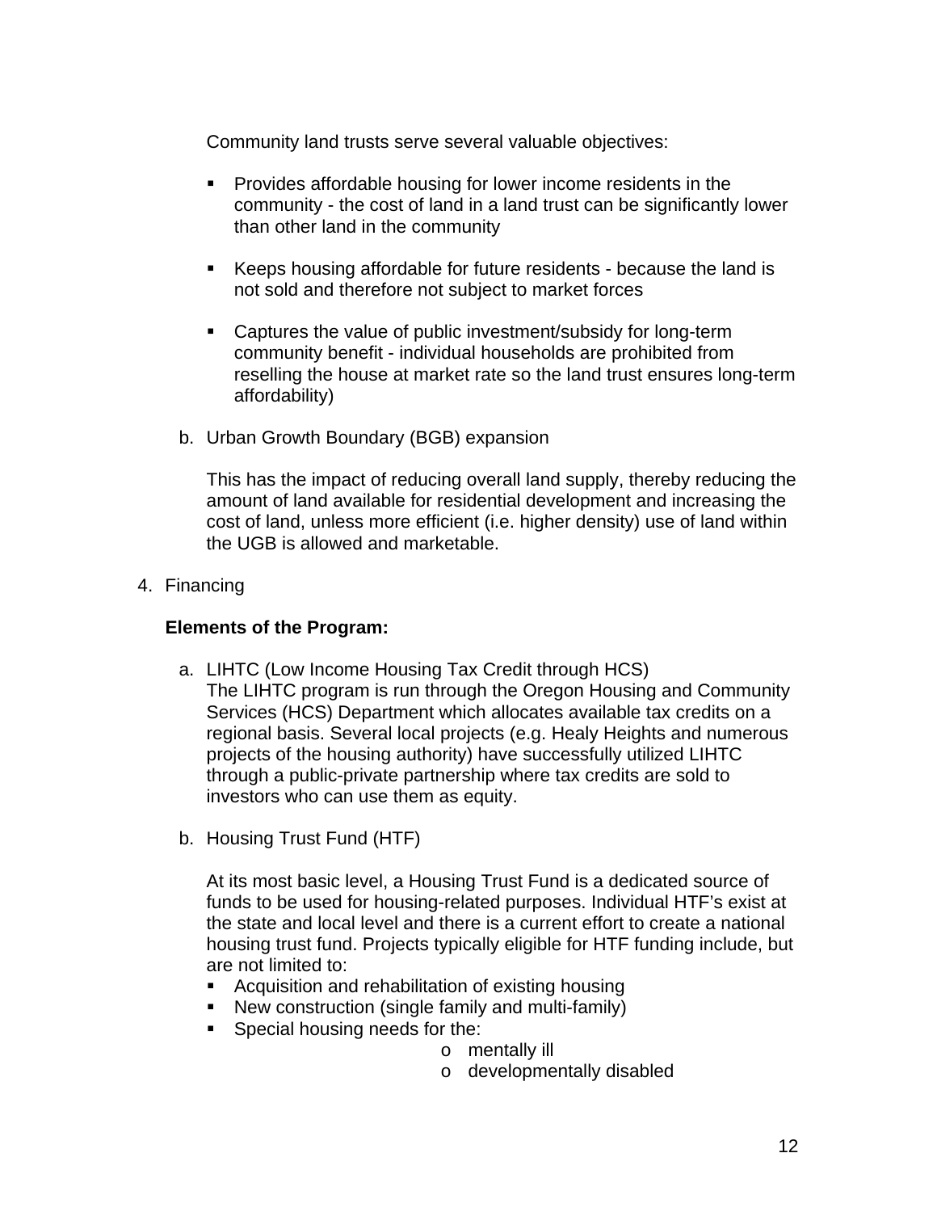Community land trusts serve several valuable objectives:

- Provides affordable housing for lower income residents in the community - the cost of land in a land trust can be significantly lower than other land in the community

- Keeps housing affordable for future residents - because the land is not sold and therefore not subject to market forces

- Captures the value of public investment/subsidy for long-term community benefit - individual households are prohibited from reselling the house at market rate so the land trust ensures long-term affordability)

b. Urban Growth Boundary (BGB) expansion

This has the impact of reducing overall land supply, thereby reducing the amount of land available for residential development and increasing the cost of land, unless more efficient (i.e. higher density) use of land within the UGB is allowed and marketable.

4. Financing

**Elements of the Program:**

a. LIHTC (Low Income Housing Tax Credit through HCS)
The LIHTC program is run through the Oregon Housing and Community Services (HCS) Department which allocates available tax credits on a regional basis. Several local projects (e.g. Healy Heights and numerous projects of the housing authority) have successfully utilized LIHTC through a public-private partnership where tax credits are sold to investors who can use them as equity.

b. Housing Trust Fund (HTF)

At its most basic level, a Housing Trust Fund is a dedicated source of funds to be used for housing-related purposes. Individual HTF's exist at the state and local level and there is a current effort to create a national housing trust fund. Projects typically eligible for HTF funding include, but are not limited to:

- Acquisition and rehabilitation of existing housing
- New construction (single family and multi-family)
- Special housing needs for the:
  - mentally ill
  - developmentally disabled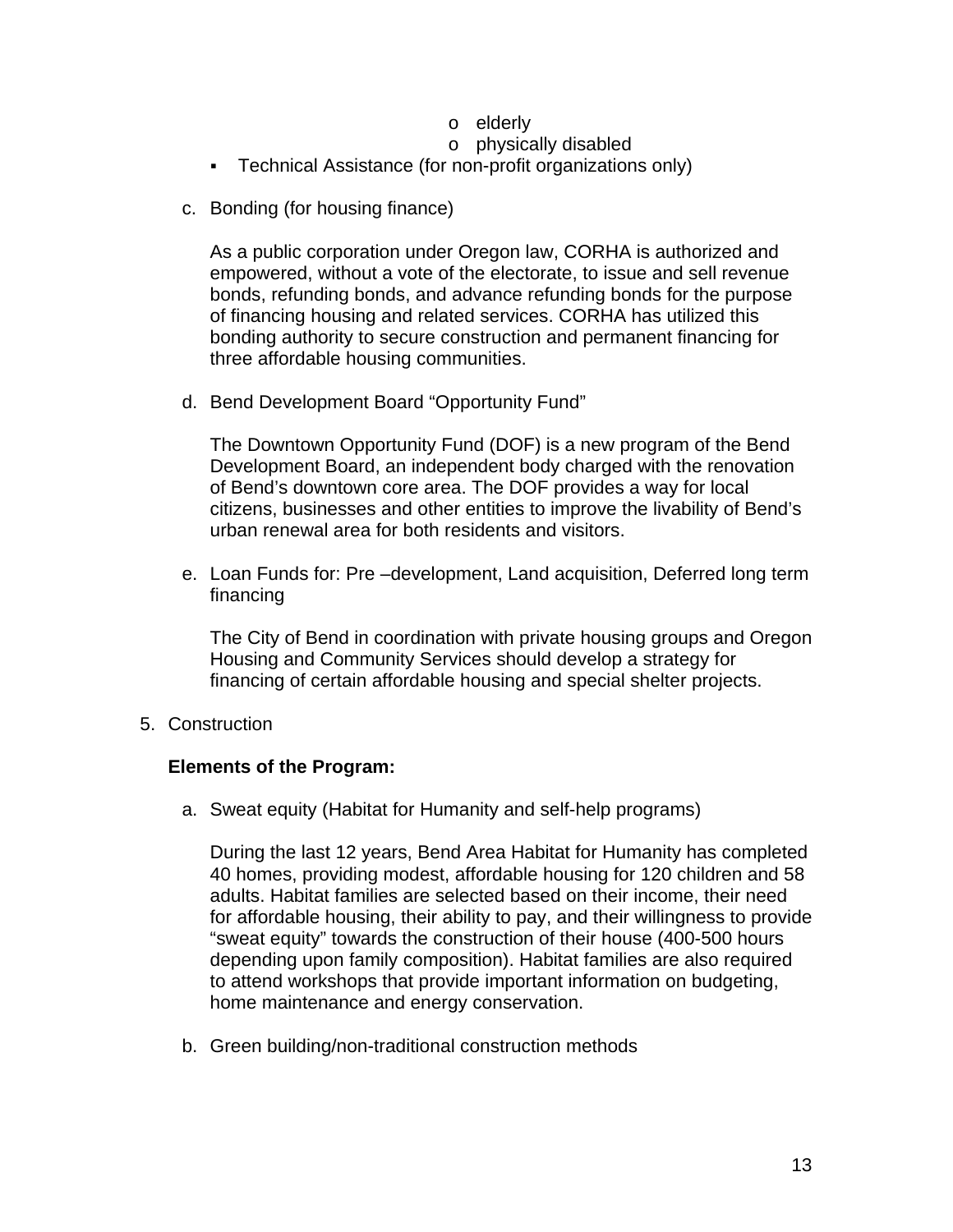- elderly
    - physically disabled
  - Technical Assistance (for non-profit organizations only)

c. Bonding (for housing finance)

   As a public corporation under Oregon law, CORHA is authorized and empowered, without a vote of the electorate, to issue and sell revenue bonds, refunding bonds, and advance refunding bonds for the purpose of financing housing and related services. CORHA has utilized this bonding authority to secure construction and permanent financing for three affordable housing communities.

d. Bend Development Board "Opportunity Fund"

   The Downtown Opportunity Fund (DOF) is a new program of the Bend Development Board, an independent body charged with the renovation of Bend's downtown core area. The DOF provides a way for local citizens, businesses and other entities to improve the livability of Bend's urban renewal area for both residents and visitors.

e. Loan Funds for: Pre –development, Land acquisition, Deferred long term financing

   The City of Bend in coordination with private housing groups and Oregon Housing and Community Services should develop a strategy for financing of certain affordable housing and special shelter projects.

5. Construction

   **Elements of the Program:**

   a. Sweat equity (Habitat for Humanity and self-help programs)

      During the last 12 years, Bend Area Habitat for Humanity has completed 40 homes, providing modest, affordable housing for 120 children and 58 adults. Habitat families are selected based on their income, their need for affordable housing, their ability to pay, and their willingness to provide "sweat equity" towards the construction of their house (400-500 hours depending upon family composition). Habitat families are also required to attend workshops that provide important information on budgeting, home maintenance and energy conservation.

   b. Green building/non-traditional construction methods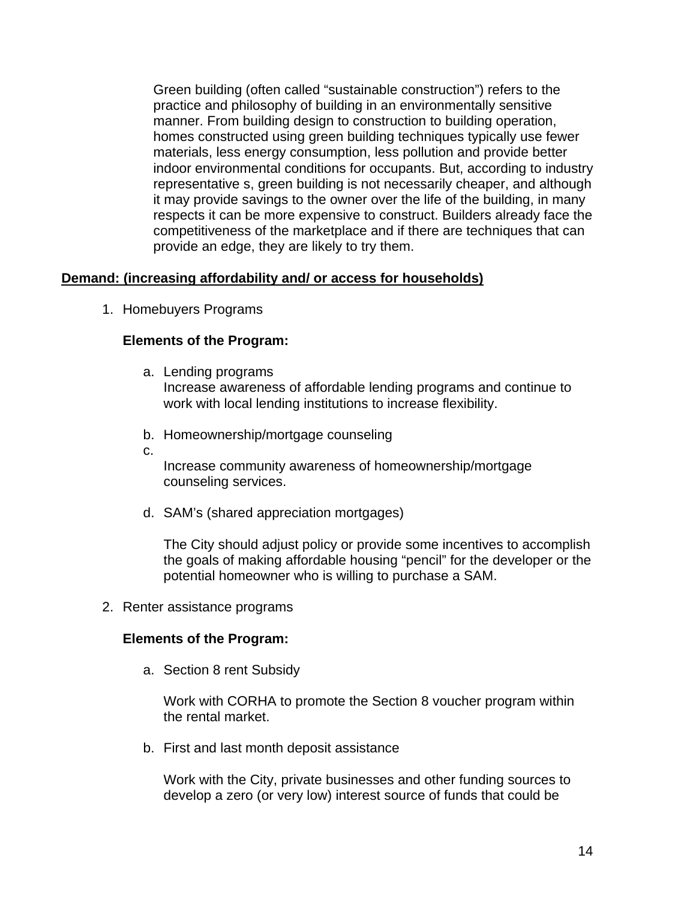Green building (often called "sustainable construction") refers to the practice and philosophy of building in an environmentally sensitive manner. From building design to construction to building operation, homes constructed using green building techniques typically use fewer materials, less energy consumption, less pollution and provide better indoor environmental conditions for occupants. But, according to industry representative s, green building is not necessarily cheaper, and although it may provide savings to the owner over the life of the building, in many respects it can be more expensive to construct. Builders already face the competitiveness of the marketplace and if there are techniques that can provide an edge, they are likely to try them.

**Demand: (increasing affordability and/ or access for households)**

1. Homebuyers Programs

   **Elements of the Program:**

   a. Lending programs
      Increase awareness of affordable lending programs and continue to work with local lending institutions to increase flexibility.

   b. Homeownership/mortgage counseling

   c.
      Increase community awareness of homeownership/mortgage counseling services.

   d. SAM's (shared appreciation mortgages)

      The City should adjust policy or provide some incentives to accomplish the goals of making affordable housing "pencil" for the developer or the potential homeowner who is willing to purchase a SAM.

2. Renter assistance programs

   **Elements of the Program:**

   a. Section 8 rent Subsidy

      Work with CORHA to promote the Section 8 voucher program within the rental market.

   b. First and last month deposit assistance

      Work with the City, private businesses and other funding sources to develop a zero (or very low) interest source of funds that could be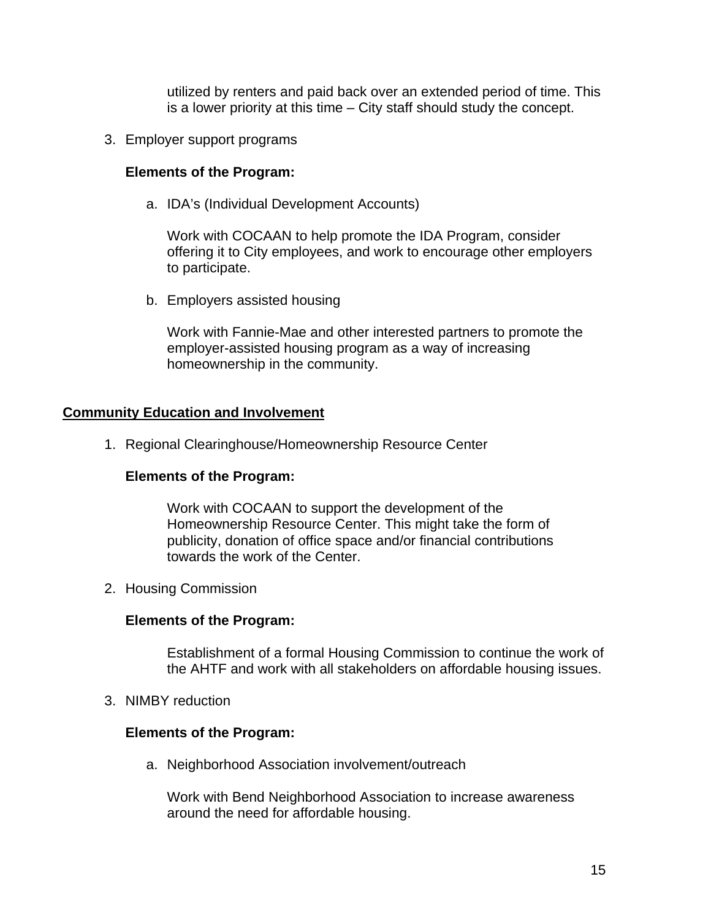utilized by renters and paid back over an extended period of time. This is a lower priority at this time – City staff should study the concept.

3. Employer support programs

   **Elements of the Program:**

   a. IDA's (Individual Development Accounts)

      Work with COCAAN to help promote the IDA Program, consider offering it to City employees, and work to encourage other employers to participate.

   b. Employers assisted housing

      Work with Fannie-Mae and other interested partners to promote the employer-assisted housing program as a way of increasing homeownership in the community.

**<u>Community Education and Involvement</u>**

1. Regional Clearinghouse/Homeownership Resource Center

   **Elements of the Program:**

   Work with COCAAN to support the development of the Homeownership Resource Center. This might take the form of publicity, donation of office space and/or financial contributions towards the work of the Center.

2. Housing Commission

   **Elements of the Program:**

   Establishment of a formal Housing Commission to continue the work of the AHTF and work with all stakeholders on affordable housing issues.

3. NIMBY reduction

   **Elements of the Program:**

   a. Neighborhood Association involvement/outreach

      Work with Bend Neighborhood Association to increase awareness around the need for affordable housing.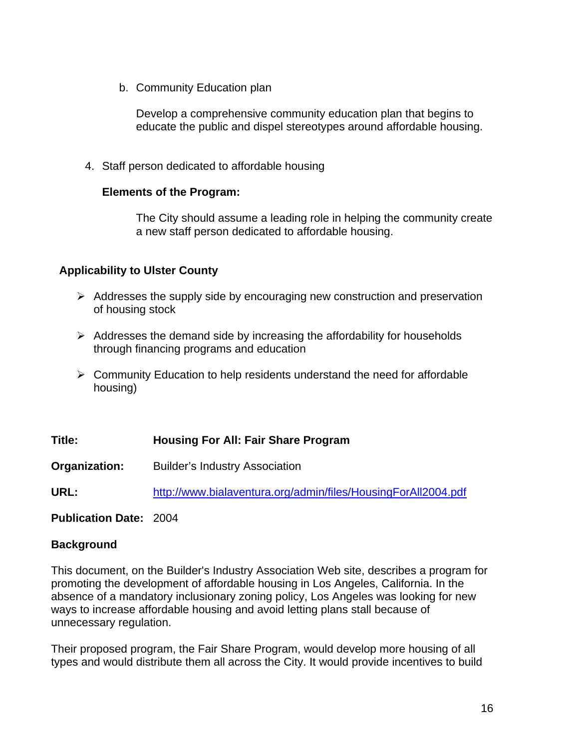b. Community Education plan

   Develop a comprehensive community education plan that begins to educate the public and dispel stereotypes around affordable housing.

4. Staff person dedicated to affordable housing

   **Elements of the Program:**

   The City should assume a leading role in helping the community create a new staff person dedicated to affordable housing.

**Applicability to Ulster County**

- Addresses the supply side by encouraging new construction and preservation of housing stock
- Addresses the demand side by increasing the affordability for households through financing programs and education
- Community Education to help residents understand the need for affordable housing)

**Title:** **Housing For All: Fair Share Program**

**Organization:** Builder's Industry Association

**URL:** http://www.bialaventura.org/admin/files/HousingForAll2004.pdf

**Publication Date:** 2004

**Background**

This document, on the Builder's Industry Association Web site, describes a program for promoting the development of affordable housing in Los Angeles, California. In the absence of a mandatory inclusionary zoning policy, Los Angeles was looking for new ways to increase affordable housing and avoid letting plans stall because of unnecessary regulation.

Their proposed program, the Fair Share Program, would develop more housing of all types and would distribute them all across the City. It would provide incentives to build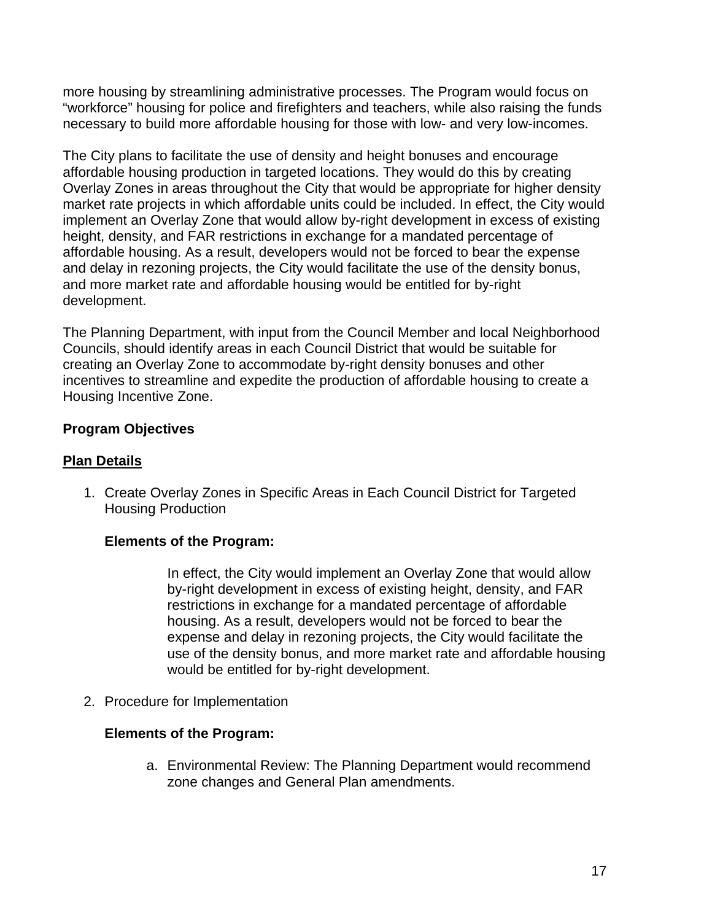more housing by streamlining administrative processes. The Program would focus on "workforce" housing for police and firefighters and teachers, while also raising the funds necessary to build more affordable housing for those with low- and very low-incomes.

The City plans to facilitate the use of density and height bonuses and encourage affordable housing production in targeted locations. They would do this by creating Overlay Zones in areas throughout the City that would be appropriate for higher density market rate projects in which affordable units could be included. In effect, the City would implement an Overlay Zone that would allow by-right development in excess of existing height, density, and FAR restrictions in exchange for a mandated percentage of affordable housing. As a result, developers would not be forced to bear the expense and delay in rezoning projects, the City would facilitate the use of the density bonus, and more market rate and affordable housing would be entitled for by-right development.

The Planning Department, with input from the Council Member and local Neighborhood Councils, should identify areas in each Council District that would be suitable for creating an Overlay Zone to accommodate by-right density bonuses and other incentives to streamline and expedite the production of affordable housing to create a Housing Incentive Zone.

**Program Objectives**

**<u>Plan Details</u>**

1. Create Overlay Zones in Specific Areas in Each Council District for Targeted Housing Production

   **Elements of the Program:**

   In effect, the City would implement an Overlay Zone that would allow by-right development in excess of existing height, density, and FAR restrictions in exchange for a mandated percentage of affordable housing. As a result, developers would not be forced to bear the expense and delay in rezoning projects, the City would facilitate the use of the density bonus, and more market rate and affordable housing would be entitled for by-right development.

2. Procedure for Implementation

   **Elements of the Program:**

   a. Environmental Review: The Planning Department would recommend zone changes and General Plan amendments.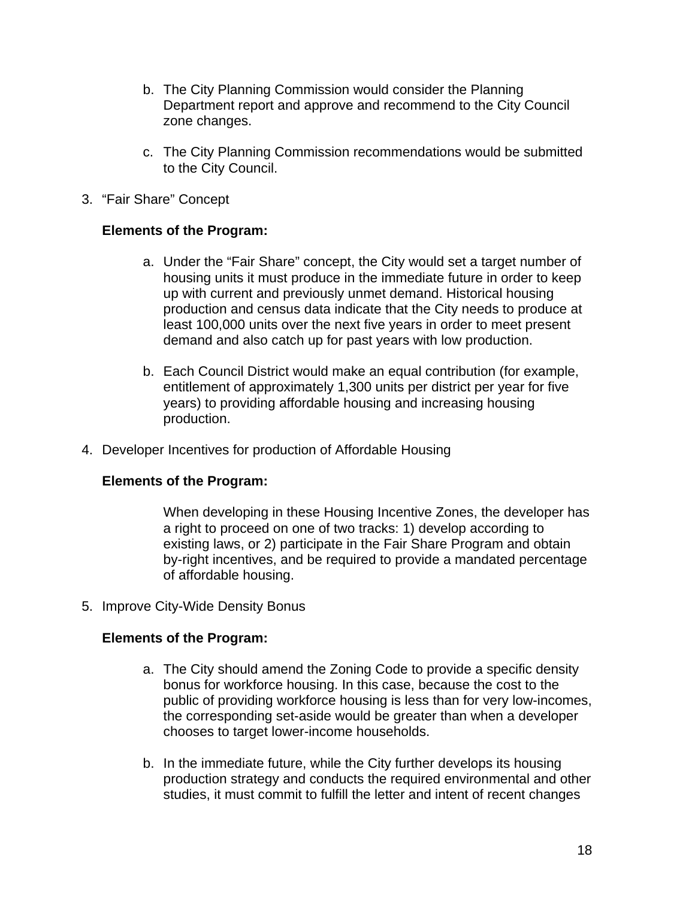b. The City Planning Commission would consider the Planning Department report and approve and recommend to the City Council zone changes.

c. The City Planning Commission recommendations would be submitted to the City Council.

3. “Fair Share” Concept

   **Elements of the Program:**

   a. Under the “Fair Share” concept, the City would set a target number of housing units it must produce in the immediate future in order to keep up with current and previously unmet demand. Historical housing production and census data indicate that the City needs to produce at least 100,000 units over the next five years in order to meet present demand and also catch up for past years with low production.

   b. Each Council District would make an equal contribution (for example, entitlement of approximately 1,300 units per district per year for five years) to providing affordable housing and increasing housing production.

4. Developer Incentives for production of Affordable Housing

   **Elements of the Program:**

   When developing in these Housing Incentive Zones, the developer has a right to proceed on one of two tracks: 1) develop according to existing laws, or 2) participate in the Fair Share Program and obtain by-right incentives, and be required to provide a mandated percentage of affordable housing.

5. Improve City-Wide Density Bonus

   **Elements of the Program:**

   a. The City should amend the Zoning Code to provide a specific density bonus for workforce housing. In this case, because the cost to the public of providing workforce housing is less than for very low-incomes, the corresponding set-aside would be greater than when a developer chooses to target lower-income households.

   b. In the immediate future, while the City further develops its housing production strategy and conducts the required environmental and other studies, it must commit to fulfill the letter and intent of recent changes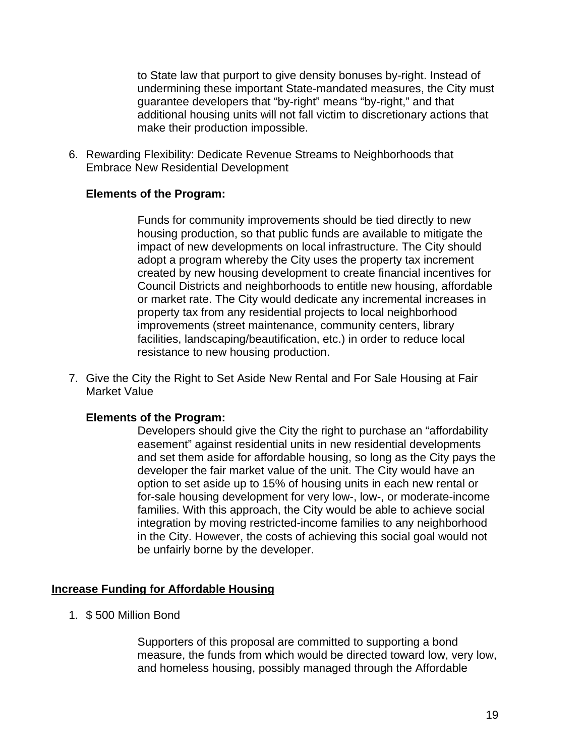to State law that purport to give density bonuses by-right. Instead of undermining these important State-mandated measures, the City must guarantee developers that "by-right" means "by-right," and that additional housing units will not fall victim to discretionary actions that make their production impossible.

6. Rewarding Flexibility: Dedicate Revenue Streams to Neighborhoods that Embrace New Residential Development

**Elements of the Program:**

Funds for community improvements should be tied directly to new housing production, so that public funds are available to mitigate the impact of new developments on local infrastructure. The City should adopt a program whereby the City uses the property tax increment created by new housing development to create financial incentives for Council Districts and neighborhoods to entitle new housing, affordable or market rate. The City would dedicate any incremental increases in property tax from any residential projects to local neighborhood improvements (street maintenance, community centers, library facilities, landscaping/beautification, etc.) in order to reduce local resistance to new housing production.

7. Give the City the Right to Set Aside New Rental and For Sale Housing at Fair Market Value

**Elements of the Program:**

Developers should give the City the right to purchase an "affordability easement" against residential units in new residential developments and set them aside for affordable housing, so long as the City pays the developer the fair market value of the unit. The City would have an option to set aside up to 15% of housing units in each new rental or for-sale housing development for very low-, low-, or moderate-income families. With this approach, the City would be able to achieve social integration by moving restricted-income families to any neighborhood in the City. However, the costs of achieving this social goal would not be unfairly borne by the developer.

## Increase Funding for Affordable Housing

1. $ 500 Million Bond

Supporters of this proposal are committed to supporting a bond measure, the funds from which would be directed toward low, very low, and homeless housing, possibly managed through the Affordable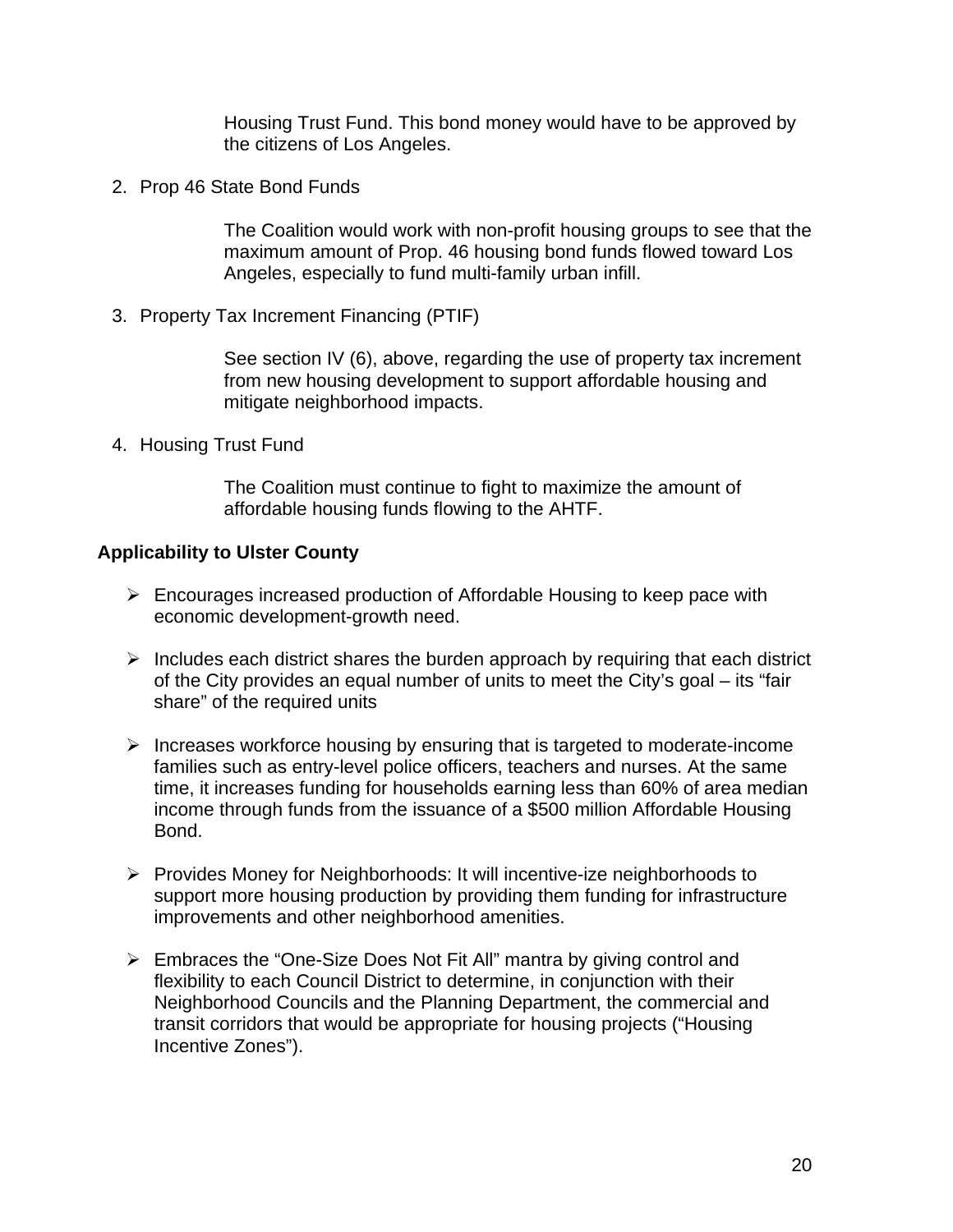Housing Trust Fund. This bond money would have to be approved by the citizens of Los Angeles.

2. Prop 46 State Bond Funds

   The Coalition would work with non-profit housing groups to see that the maximum amount of Prop. 46 housing bond funds flowed toward Los Angeles, especially to fund multi-family urban infill.

3. Property Tax Increment Financing (PTIF)

   See section IV (6), above, regarding the use of property tax increment from new housing development to support affordable housing and mitigate neighborhood impacts.

4. Housing Trust Fund

   The Coalition must continue to fight to maximize the amount of affordable housing funds flowing to the AHTF.

**Applicability to Ulster County**

- Encourages increased production of Affordable Housing to keep pace with economic development-growth need.

- Includes each district shares the burden approach by requiring that each district of the City provides an equal number of units to meet the City's goal – its "fair share" of the required units

- Increases workforce housing by ensuring that is targeted to moderate-income families such as entry-level police officers, teachers and nurses. At the same time, it increases funding for households earning less than 60% of area median income through funds from the issuance of a $500 million Affordable Housing Bond.

- Provides Money for Neighborhoods: It will incentive-ize neighborhoods to support more housing production by providing them funding for infrastructure improvements and other neighborhood amenities.

- Embraces the "One-Size Does Not Fit All" mantra by giving control and flexibility to each Council District to determine, in conjunction with their Neighborhood Councils and the Planning Department, the commercial and transit corridors that would be appropriate for housing projects ("Housing Incentive Zones").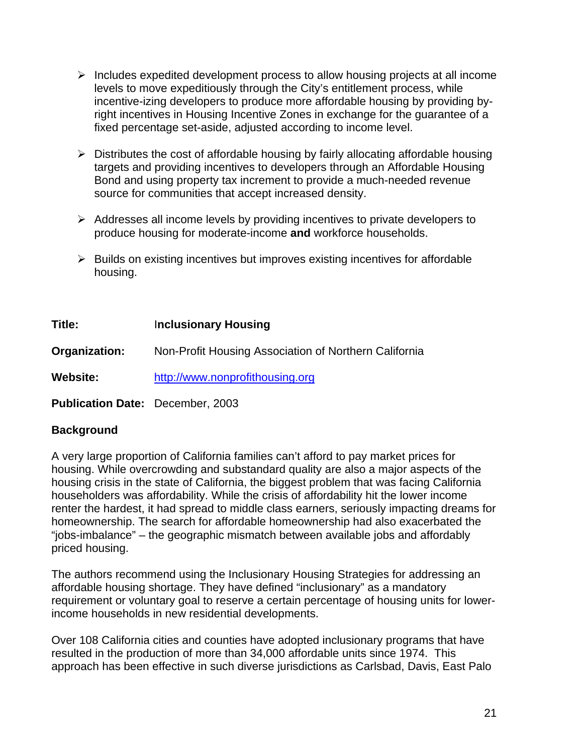- Includes expedited development process to allow housing projects at all income levels to move expeditiously through the City's entitlement process, while incentive-izing developers to produce more affordable housing by providing by-right incentives in Housing Incentive Zones in exchange for the guarantee of a fixed percentage set-aside, adjusted according to income level.

- Distributes the cost of affordable housing by fairly allocating affordable housing targets and providing incentives to developers through an Affordable Housing Bond and using property tax increment to provide a much-needed revenue source for communities that accept increased density.

- Addresses all income levels by providing incentives to private developers to produce housing for moderate-income **and** workforce households.

- Builds on existing incentives but improves existing incentives for affordable housing.

**Title:** **Inclusionary Housing**

**Organization:** Non-Profit Housing Association of Northern California

**Website:** http://www.nonprofithousing.org

**Publication Date:** December, 2003

**Background**

A very large proportion of California families can't afford to pay market prices for housing. While overcrowding and substandard quality are also a major aspects of the housing crisis in the state of California, the biggest problem that was facing California householders was affordability. While the crisis of affordability hit the lower income renter the hardest, it had spread to middle class earners, seriously impacting dreams for homeownership. The search for affordable homeownership had also exacerbated the "jobs-imbalance" – the geographic mismatch between available jobs and affordably priced housing.

The authors recommend using the Inclusionary Housing Strategies for addressing an affordable housing shortage. They have defined "inclusionary" as a mandatory requirement or voluntary goal to reserve a certain percentage of housing units for lower-income households in new residential developments.

Over 108 California cities and counties have adopted inclusionary programs that have resulted in the production of more than 34,000 affordable units since 1974. This approach has been effective in such diverse jurisdictions as Carlsbad, Davis, East Palo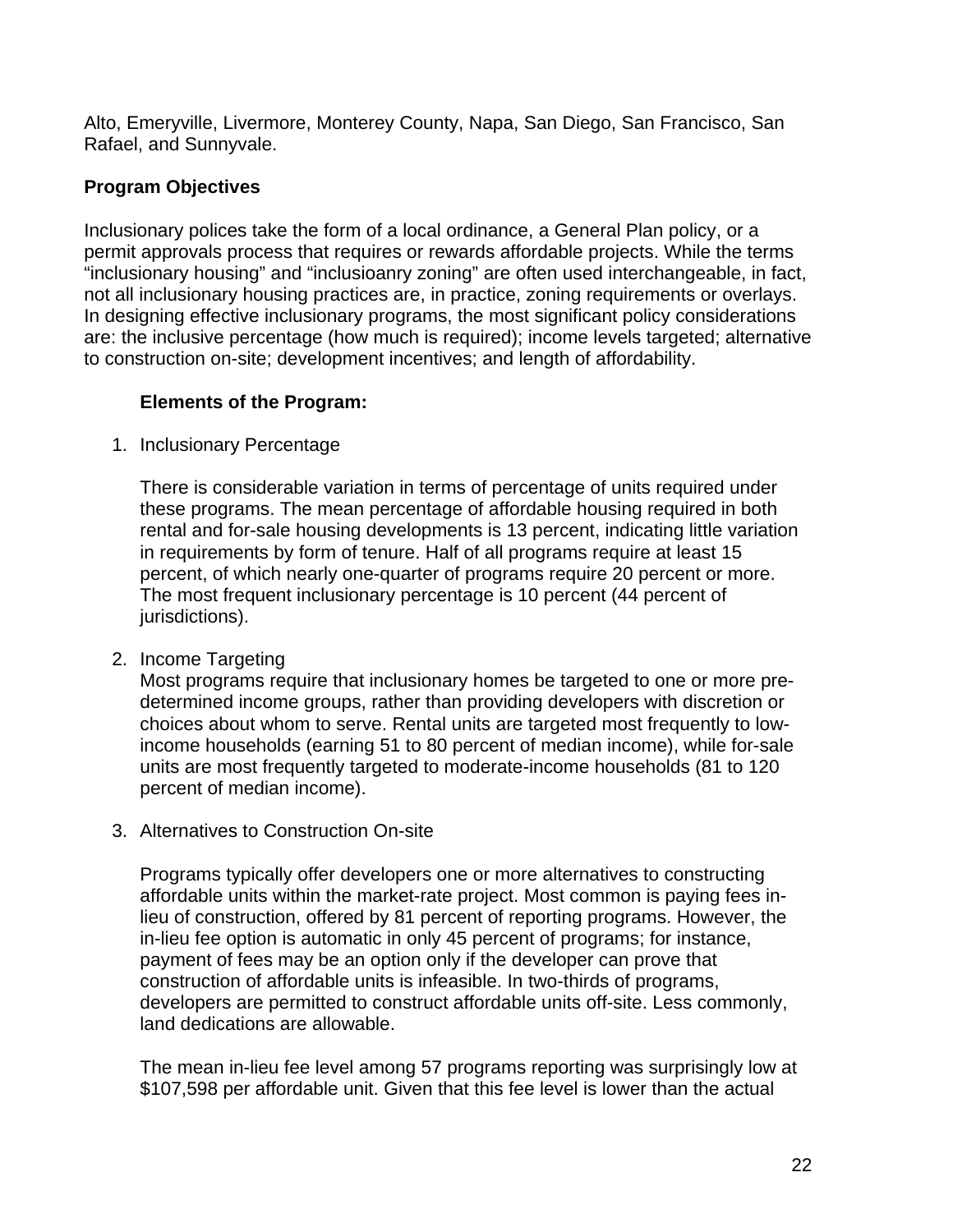Alto, Emeryville, Livermore, Monterey County, Napa, San Diego, San Francisco, San Rafael, and Sunnyvale.

**Program Objectives**

Inclusionary polices take the form of a local ordinance, a General Plan policy, or a permit approvals process that requires or rewards affordable projects. While the terms "inclusionary housing" and "inclusioanry zoning" are often used interchangeable, in fact, not all inclusionary housing practices are, in practice, zoning requirements or overlays. In designing effective inclusionary programs, the most significant policy considerations are: the inclusive percentage (how much is required); income levels targeted; alternative to construction on-site; development incentives; and length of affordability.

**Elements of the Program:**

1. Inclusionary Percentage

   There is considerable variation in terms of percentage of units required under these programs. The mean percentage of affordable housing required in both rental and for-sale housing developments is 13 percent, indicating little variation in requirements by form of tenure. Half of all programs require at least 15 percent, of which nearly one-quarter of programs require 20 percent or more. The most frequent inclusionary percentage is 10 percent (44 percent of jurisdictions).

2. Income Targeting
   Most programs require that inclusionary homes be targeted to one or more pre-determined income groups, rather than providing developers with discretion or choices about whom to serve. Rental units are targeted most frequently to low-income households (earning 51 to 80 percent of median income), while for-sale units are most frequently targeted to moderate-income households (81 to 120 percent of median income).

3. Alternatives to Construction On-site

   Programs typically offer developers one or more alternatives to constructing affordable units within the market-rate project. Most common is paying fees in-lieu of construction, offered by 81 percent of reporting programs. However, the in-lieu fee option is automatic in only 45 percent of programs; for instance, payment of fees may be an option only if the developer can prove that construction of affordable units is infeasible. In two-thirds of programs, developers are permitted to construct affordable units off-site. Less commonly, land dedications are allowable.

   The mean in-lieu fee level among 57 programs reporting was surprisingly low at $107,598 per affordable unit. Given that this fee level is lower than the actual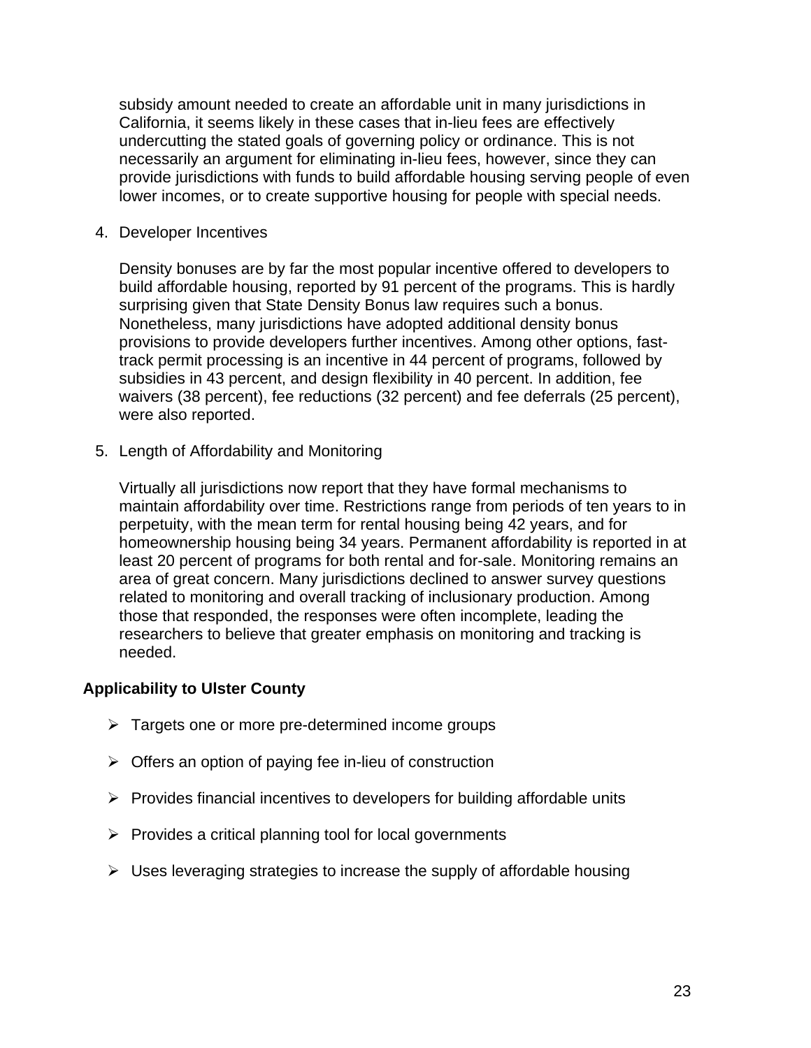subsidy amount needed to create an affordable unit in many jurisdictions in California, it seems likely in these cases that in-lieu fees are effectively undercutting the stated goals of governing policy or ordinance. This is not necessarily an argument for eliminating in-lieu fees, however, since they can provide jurisdictions with funds to build affordable housing serving people of even lower incomes, or to create supportive housing for people with special needs.

4. Developer Incentives

   Density bonuses are by far the most popular incentive offered to developers to build affordable housing, reported by 91 percent of the programs. This is hardly surprising given that State Density Bonus law requires such a bonus. Nonetheless, many jurisdictions have adopted additional density bonus provisions to provide developers further incentives. Among other options, fast-track permit processing is an incentive in 44 percent of programs, followed by subsidies in 43 percent, and design flexibility in 40 percent. In addition, fee waivers (38 percent), fee reductions (32 percent) and fee deferrals (25 percent), were also reported.

5. Length of Affordability and Monitoring

   Virtually all jurisdictions now report that they have formal mechanisms to maintain affordability over time. Restrictions range from periods of ten years to in perpetuity, with the mean term for rental housing being 42 years, and for homeownership housing being 34 years. Permanent affordability is reported in at least 20 percent of programs for both rental and for-sale. Monitoring remains an area of great concern. Many jurisdictions declined to answer survey questions related to monitoring and overall tracking of inclusionary production. Among those that responded, the responses were often incomplete, leading the researchers to believe that greater emphasis on monitoring and tracking is needed.

**Applicability to Ulster County**

- Targets one or more pre-determined income groups
- Offers an option of paying fee in-lieu of construction
- Provides financial incentives to developers for building affordable units
- Provides a critical planning tool for local governments
- Uses leveraging strategies to increase the supply of affordable housing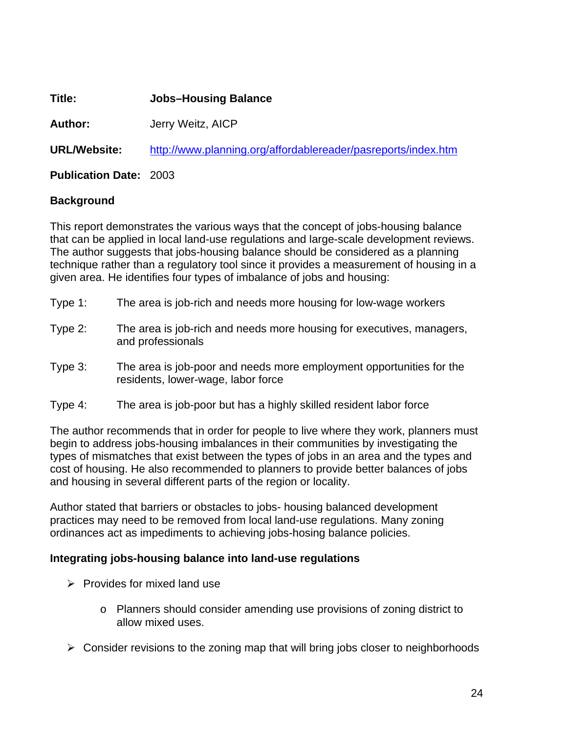**Title:** **Jobs–Housing Balance**

**Author:** Jerry Weitz, AICP

**URL/Website:** http://www.planning.org/affordablereader/pasreports/index.htm

**Publication Date:** 2003

**Background**

This report demonstrates the various ways that the concept of jobs-housing balance that can be applied in local land-use regulations and large-scale development reviews. The author suggests that jobs-housing balance should be considered as a planning technique rather than a regulatory tool since it provides a measurement of housing in a given area. He identifies four types of imbalance of jobs and housing:

Type 1: The area is job-rich and needs more housing for low-wage workers

Type 2: The area is job-rich and needs more housing for executives, managers, and professionals

Type 3: The area is job-poor and needs more employment opportunities for the residents, lower-wage, labor force

Type 4: The area is job-poor but has a highly skilled resident labor force

The author recommends that in order for people to live where they work, planners must begin to address jobs-housing imbalances in their communities by investigating the types of mismatches that exist between the types of jobs in an area and the types and cost of housing. He also recommended to planners to provide better balances of jobs and housing in several different parts of the region or locality.

Author stated that barriers or obstacles to jobs- housing balanced development practices may need to be removed from local land-use regulations. Many zoning ordinances act as impediments to achieving jobs-hosing balance policies.

**Integrating jobs-housing balance into land-use regulations**

- Provides for mixed land use
  - Planners should consider amending use provisions of zoning district to allow mixed uses.
- Consider revisions to the zoning map that will bring jobs closer to neighborhoods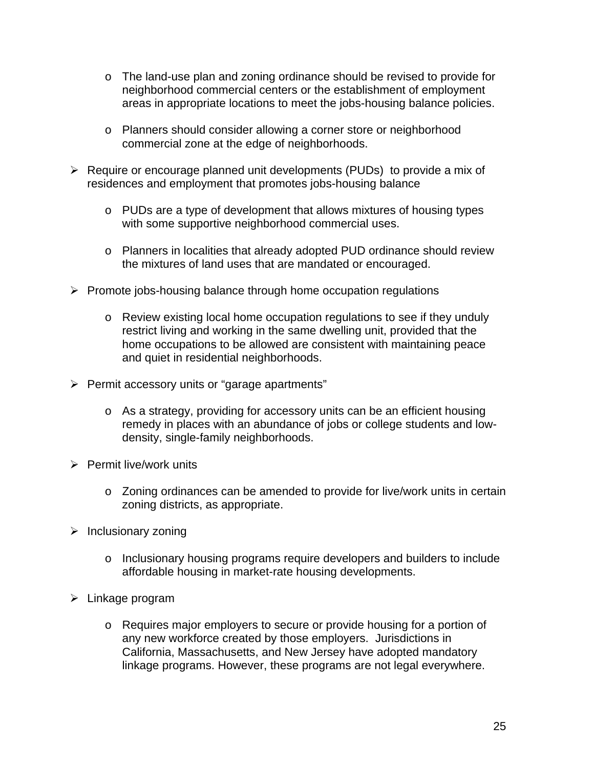- The land-use plan and zoning ordinance should be revised to provide for neighborhood commercial centers or the establishment of employment areas in appropriate locations to meet the jobs-housing balance policies.

  - Planners should consider allowing a corner store or neighborhood commercial zone at the edge of neighborhoods.

- Require or encourage planned unit developments (PUDs) to provide a mix of residences and employment that promotes jobs-housing balance

  - PUDs are a type of development that allows mixtures of housing types with some supportive neighborhood commercial uses.

  - Planners in localities that already adopted PUD ordinance should review the mixtures of land uses that are mandated or encouraged.

- Promote jobs-housing balance through home occupation regulations

  - Review existing local home occupation regulations to see if they unduly restrict living and working in the same dwelling unit, provided that the home occupations to be allowed are consistent with maintaining peace and quiet in residential neighborhoods.

- Permit accessory units or "garage apartments"

  - As a strategy, providing for accessory units can be an efficient housing remedy in places with an abundance of jobs or college students and low-density, single-family neighborhoods.

- Permit live/work units

  - Zoning ordinances can be amended to provide for live/work units in certain zoning districts, as appropriate.

- Inclusionary zoning

  - Inclusionary housing programs require developers and builders to include affordable housing in market-rate housing developments.

- Linkage program

  - Requires major employers to secure or provide housing for a portion of any new workforce created by those employers. Jurisdictions in California, Massachusetts, and New Jersey have adopted mandatory linkage programs. However, these programs are not legal everywhere.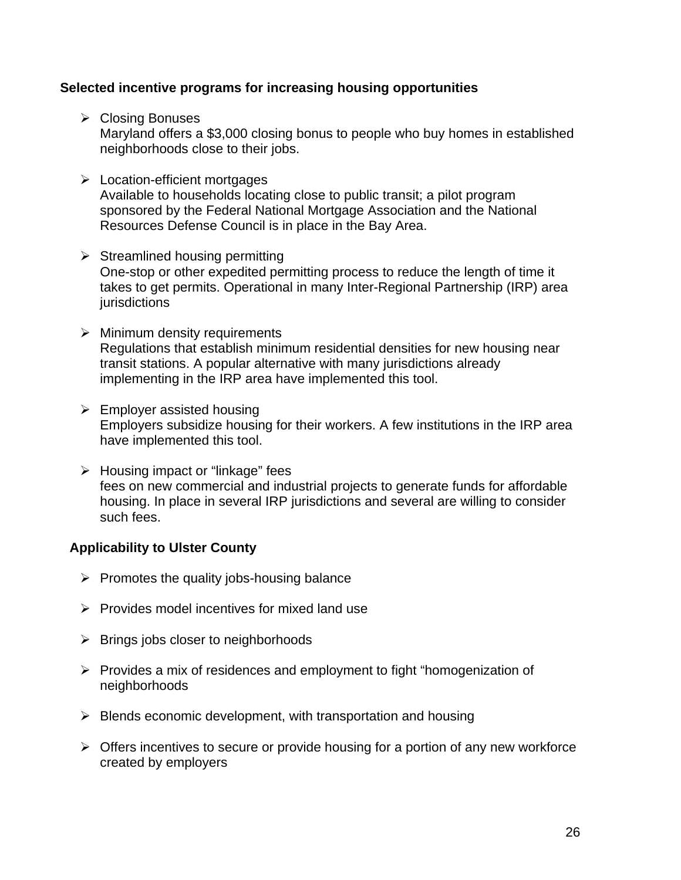**Selected incentive programs for increasing housing opportunities**

- Closing Bonuses
  Maryland offers a $3,000 closing bonus to people who buy homes in established neighborhoods close to their jobs.

- Location-efficient mortgages
  Available to households locating close to public transit; a pilot program sponsored by the Federal National Mortgage Association and the National Resources Defense Council is in place in the Bay Area.

- Streamlined housing permitting
  One-stop or other expedited permitting process to reduce the length of time it takes to get permits. Operational in many Inter-Regional Partnership (IRP) area jurisdictions

- Minimum density requirements
  Regulations that establish minimum residential densities for new housing near transit stations. A popular alternative with many jurisdictions already implementing in the IRP area have implemented this tool.

- Employer assisted housing
  Employers subsidize housing for their workers. A few institutions in the IRP area have implemented this tool.

- Housing impact or "linkage" fees
  fees on new commercial and industrial projects to generate funds for affordable housing. In place in several IRP jurisdictions and several are willing to consider such fees.

**Applicability to Ulster County**

- Promotes the quality jobs-housing balance

- Provides model incentives for mixed land use

- Brings jobs closer to neighborhoods

- Provides a mix of residences and employment to fight "homogenization of neighborhoods

- Blends economic development, with transportation and housing

- Offers incentives to secure or provide housing for a portion of any new workforce created by employers